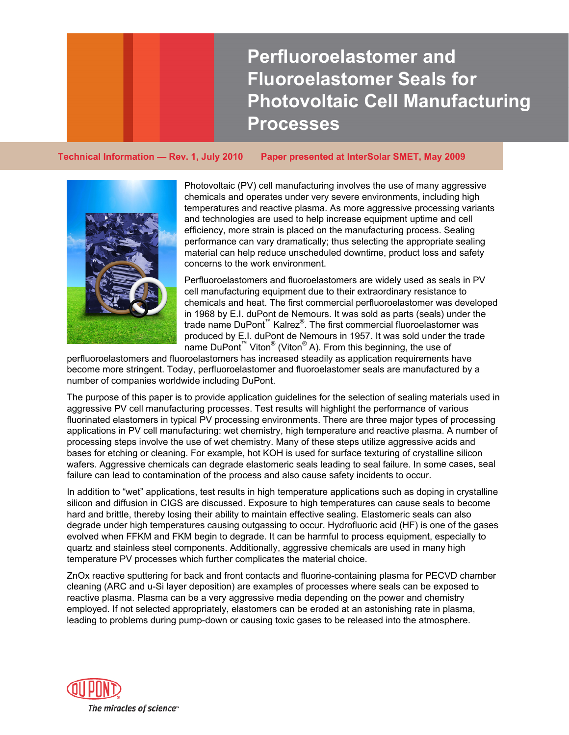# Perfluoroelastomer and Fluoroelastomer Seals for Photovoltaic Cell Manufacturing Processes

**Technical Information — Rev. 1, July 2010** **Paper presented at InterSolar SMET, May 2009**

Photovoltaic (PV) cell manufacturing involves the use of many aggressive chemicals and operates under very severe environments, including high temperatures and reactive plasma. As more aggressive processing variants and technologies are used to help increase equipment uptime and cell efficiency, more strain is placed on the manufacturing process. Sealing performance can vary dramatically; thus selecting the appropriate sealing material can help reduce unscheduled downtime, product loss and safety concerns to the work environment.

Perfluoroelastomers and fluoroelastomers are widely used as seals in PV cell manufacturing equipment due to their extraordinary resistance to chemicals and heat. The first commercial perfluoroelastomer was developed in 1968 by E.I. duPont de Nemours. It was sold as parts (seals) under the trade name DuPont™ Kalrez®. The first commercial fluoroelastomer was produced by E.I. duPont de Nemours in 1957. It was sold under the trade name DuPont™ Viton® (Viton® A). From this beginning, the use of perfluoroelastomers and fluoroelastomers has increased steadily as application requirements have become more stringent. Today, perfluoroelastomer and fluoroelastomer seals are manufactured by a number of companies worldwide including DuPont.

The purpose of this paper is to provide application guidelines for the selection of sealing materials used in aggressive PV cell manufacturing processes. Test results will highlight the performance of various fluorinated elastomers in typical PV processing environments. There are three major types of processing applications in PV cell manufacturing: wet chemistry, high temperature and reactive plasma. A number of processing steps involve the use of wet chemistry. Many of these steps utilize aggressive acids and bases for etching or cleaning. For example, hot KOH is used for surface texturing of crystalline silicon wafers. Aggressive chemicals can degrade elastomeric seals leading to seal failure. In some cases, seal failure can lead to contamination of the process and also cause safety incidents to occur.

In addition to "wet" applications, test results in high temperature applications such as doping in crystalline silicon and diffusion in CIGS are discussed. Exposure to high temperatures can cause seals to become hard and brittle, thereby losing their ability to maintain effective sealing. Elastomeric seals can also degrade under high temperatures causing outgassing to occur. Hydrofluoric acid (HF) is one of the gases evolved when FFKM and FKM begin to degrade. It can be harmful to process equipment, especially to quartz and stainless steel components. Additionally, aggressive chemicals are used in many high temperature PV processes which further complicates the material choice.

ZnOx reactive sputtering for back and front contacts and fluorine-containing plasma for PECVD chamber cleaning (ARC and u-Si layer deposition) are examples of processes where seals can be exposed to reactive plasma. Plasma can be a very aggressive media depending on the power and chemistry employed. If not selected appropriately, elastomers can be eroded at an astonishing rate in plasma, leading to problems during pump-down or causing toxic gases to be released into the atmosphere.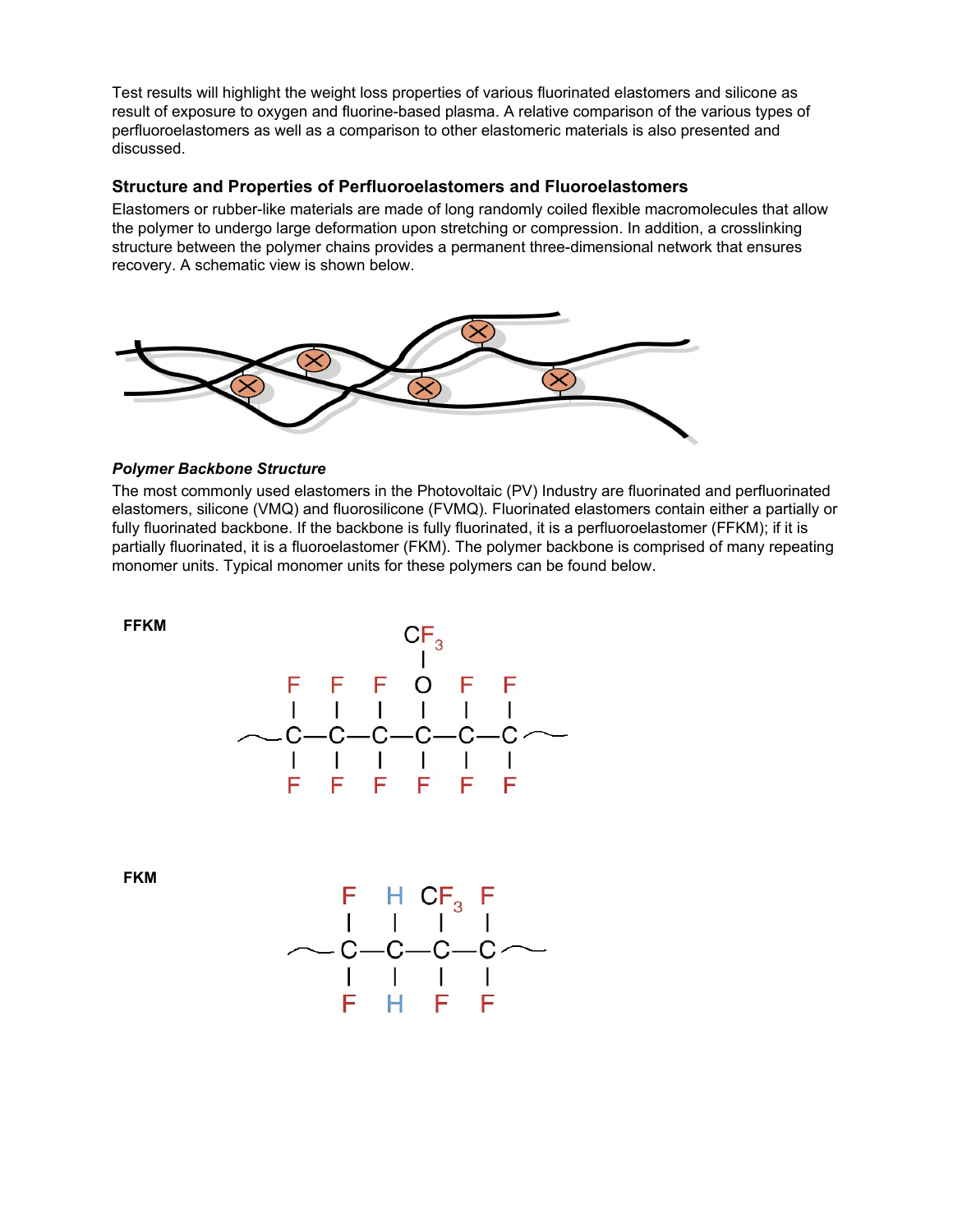Test results will highlight the weight loss properties of various fluorinated elastomers and silicone as result of exposure to oxygen and fluorine-based plasma. A relative comparison of the various types of perfluoroelastomers as well as a comparison to other elastomeric materials is also presented and discussed.

## Structure and Properties of Perfluoroelastomers and Fluoroelastomers

Elastomers or rubber-like materials are made of long randomly coiled flexible macromolecules that allow the polymer to undergo large deformation upon stretching or compression. In addition, a crosslinking structure between the polymer chains provides a permanent three-dimensional network that ensures recovery. A schematic view is shown below.

### *Polymer Backbone Structure*

The most commonly used elastomers in the Photovoltaic (PV) Industry are fluorinated and perfluorinated elastomers, silicone (VMQ) and fluorosilicone (FVMQ). Fluorinated elastomers contain either a partially or fully fluorinated backbone. If the backbone is fully fluorinated, it is a perfluoroelastomer (FFKM); if it is partially fluorinated, it is a fluoroelastomer (FKM). The polymer backbone is comprised of many repeating monomer units. Typical monomer units for these polymers can be found below.

**FFKM**

**FKM**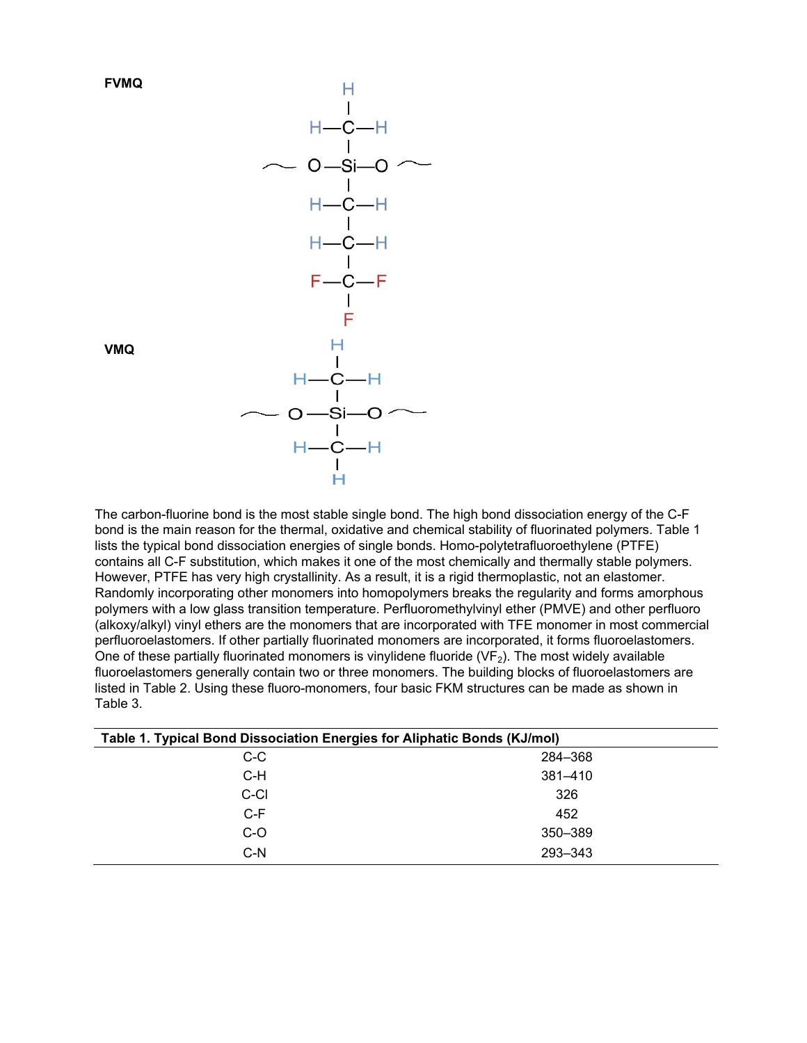**FVMQ**

**VMQ**

The carbon-fluorine bond is the most stable single bond. The high bond dissociation energy of the C-F bond is the main reason for the thermal, oxidative and chemical stability of fluorinated polymers. Table 1 lists the typical bond dissociation energies of single bonds. Homo-polytetrafluoroethylene (PTFE) contains all C-F substitution, which makes it one of the most chemically and thermally stable polymers. However, PTFE has very high crystallinity. As a result, it is a rigid thermoplastic, not an elastomer. Randomly incorporating other monomers into homopolymers breaks the regularity and forms amorphous polymers with a low glass transition temperature. Perfluoromethylvinyl ether (PMVE) and other perfluoro (alkoxy/alkyl) vinyl ethers are the monomers that are incorporated with TFE monomer in most commercial perfluoroelastomers. If other partially fluorinated monomers are incorporated, it forms fluoroelastomers. One of these partially fluorinated monomers is vinylidene fluoride ($VF_2$). The most widely available fluoroelastomers generally contain two or three monomers. The building blocks of fluoroelastomers are listed in Table 2. Using these fluoro-monomers, four basic FKM structures can be made as shown in Table 3.

**Table 1. Typical Bond Dissociation Energies for Aliphatic Bonds (KJ/mol)**

| | |
|---|---|
| C-C | 284–368 |
| C-H | 381–410 |
| C-Cl | 326 |
| C-F | 452 |
| C-O | 350–389 |
| C-N | 293–343 |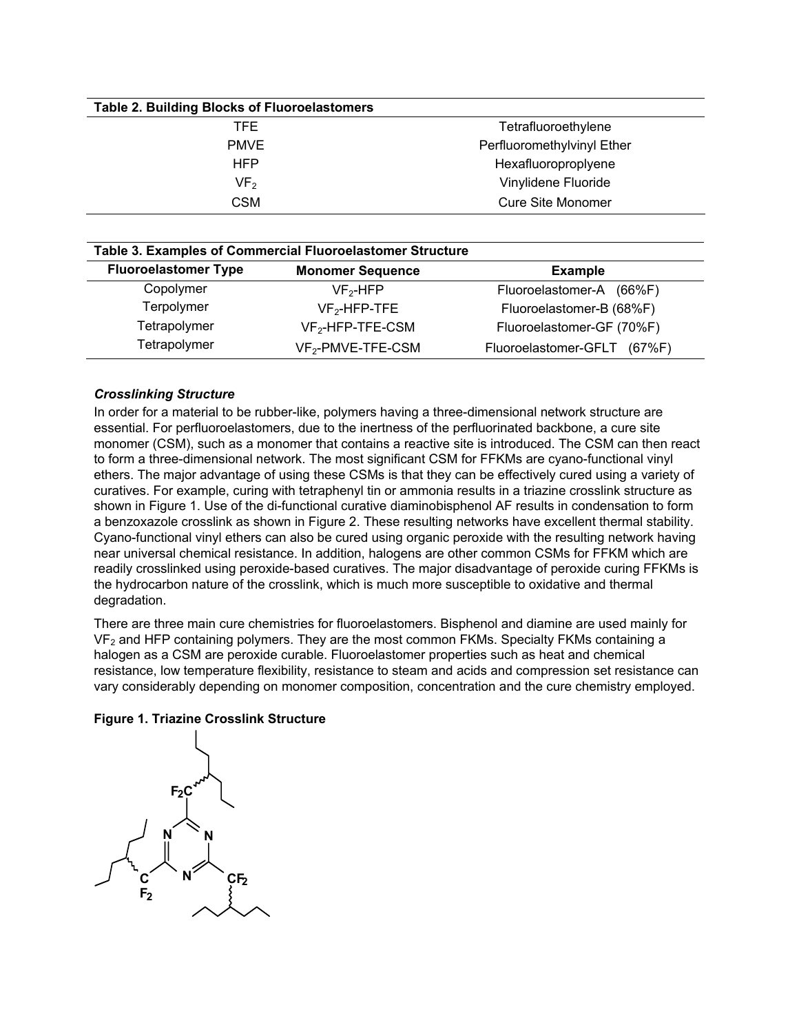**Table 2. Building Blocks of Fluoroelastomers**

| | |
|---|---|
| TFE | Tetrafluoroethylene |
| PMVE | Perfluoromethylvinyl Ether |
| HFP | Hexafluoroproplyene |
| $VF_2$ | Vinylidene Fluoride |
| CSM | Cure Site Monomer |

**Table 3. Examples of Commercial Fluoroelastomer Structure**

| Fluoroelastomer Type | Monomer Sequence | Example |
|---|---|---|
| Copolymer | $VF_2$-HFP | Fluoroelastomer-A (66%F) |
| Terpolymer | $VF_2$-HFP-TFE | Fluoroelastomer-B (68%F) |
| Tetrapolymer | $VF_2$-HFP-TFE-CSM | Fluoroelastomer-GF (70%F) |
| Tetrapolymer | $VF_2$-PMVE-TFE-CSM | Fluoroelastomer-GFLT (67%F) |

***Crosslinking Structure***

In order for a material to be rubber-like, polymers having a three-dimensional network structure are essential. For perfluoroelastomers, due to the inertness of the perfluorinated backbone, a cure site monomer (CSM), such as a monomer that contains a reactive site is introduced. The CSM can then react to form a three-dimensional network. The most significant CSM for FFKMs are cyano-functional vinyl ethers. The major advantage of using these CSMs is that they can be effectively cured using a variety of curatives. For example, curing with tetraphenyl tin or ammonia results in a triazine crosslink structure as shown in Figure 1. Use of the di-functional curative diaminobisphenol AF results in condensation to form a benzoxazole crosslink as shown in Figure 2. These resulting networks have excellent thermal stability. Cyano-functional vinyl ethers can also be cured using organic peroxide with the resulting network having near universal chemical resistance. In addition, halogens are other common CSMs for FFKM which are readily crosslinked using peroxide-based curatives. The major disadvantage of peroxide curing FFKMs is the hydrocarbon nature of the crosslink, which is much more susceptible to oxidative and thermal degradation.

There are three main cure chemistries for fluoroelastomers. Bisphenol and diamine are used mainly for $VF_2$ and HFP containing polymers. They are the most common FKMs. Specialty FKMs containing a halogen as a CSM are peroxide curable. Fluoroelastomer properties such as heat and chemical resistance, low temperature flexibility, resistance to steam and acids and compression set resistance can vary considerably depending on monomer composition, concentration and the cure chemistry employed.

**Figure 1. Triazine Crosslink Structure**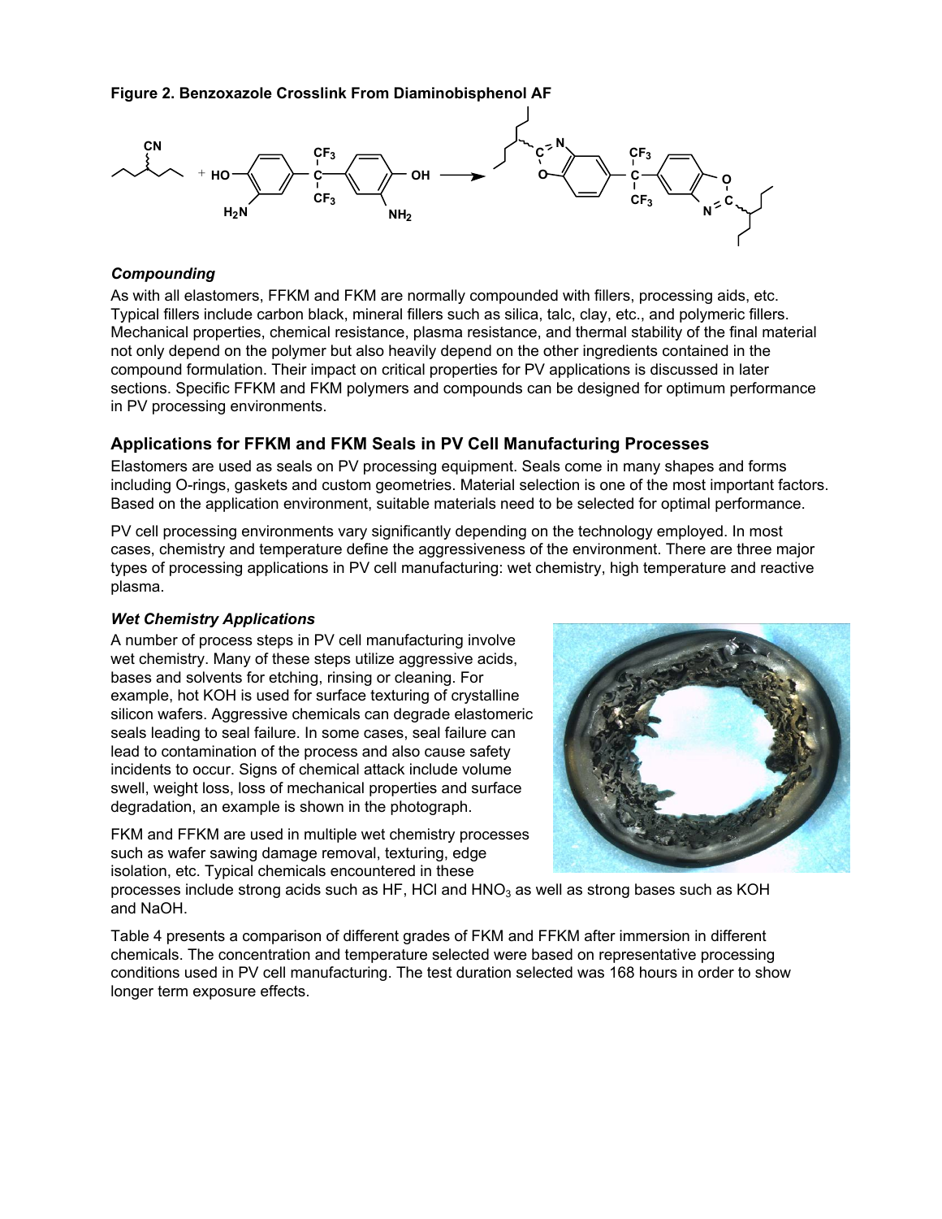**Figure 2. Benzoxazole Crosslink From Diaminobisphenol AF**

### *Compounding*

As with all elastomers, FFKM and FKM are normally compounded with fillers, processing aids, etc. Typical fillers include carbon black, mineral fillers such as silica, talc, clay, etc., and polymeric fillers. Mechanical properties, chemical resistance, plasma resistance, and thermal stability of the final material not only depend on the polymer but also heavily depend on the other ingredients contained in the compound formulation. Their impact on critical properties for PV applications is discussed in later sections. Specific FFKM and FKM polymers and compounds can be designed for optimum performance in PV processing environments.

## Applications for FFKM and FKM Seals in PV Cell Manufacturing Processes

Elastomers are used as seals on PV processing equipment. Seals come in many shapes and forms including O-rings, gaskets and custom geometries. Material selection is one of the most important factors. Based on the application environment, suitable materials need to be selected for optimal performance.

PV cell processing environments vary significantly depending on the technology employed. In most cases, chemistry and temperature define the aggressiveness of the environment. There are three major types of processing applications in PV cell manufacturing: wet chemistry, high temperature and reactive plasma.

### *Wet Chemistry Applications*

A number of process steps in PV cell manufacturing involve wet chemistry. Many of these steps utilize aggressive acids, bases and solvents for etching, rinsing or cleaning. For example, hot KOH is used for surface texturing of crystalline silicon wafers. Aggressive chemicals can degrade elastomeric seals leading to seal failure. In some cases, seal failure can lead to contamination of the process and also cause safety incidents to occur. Signs of chemical attack include volume swell, weight loss, loss of mechanical properties and surface degradation, an example is shown in the photograph.

FKM and FFKM are used in multiple wet chemistry processes such as wafer sawing damage removal, texturing, edge isolation, etc. Typical chemicals encountered in these processes include strong acids such as HF, HCl and $HNO_3$ as well as strong bases such as KOH and NaOH.

Table 4 presents a comparison of different grades of FKM and FFKM after immersion in different chemicals. The concentration and temperature selected were based on representative processing conditions used in PV cell manufacturing. The test duration selected was 168 hours in order to show longer term exposure effects.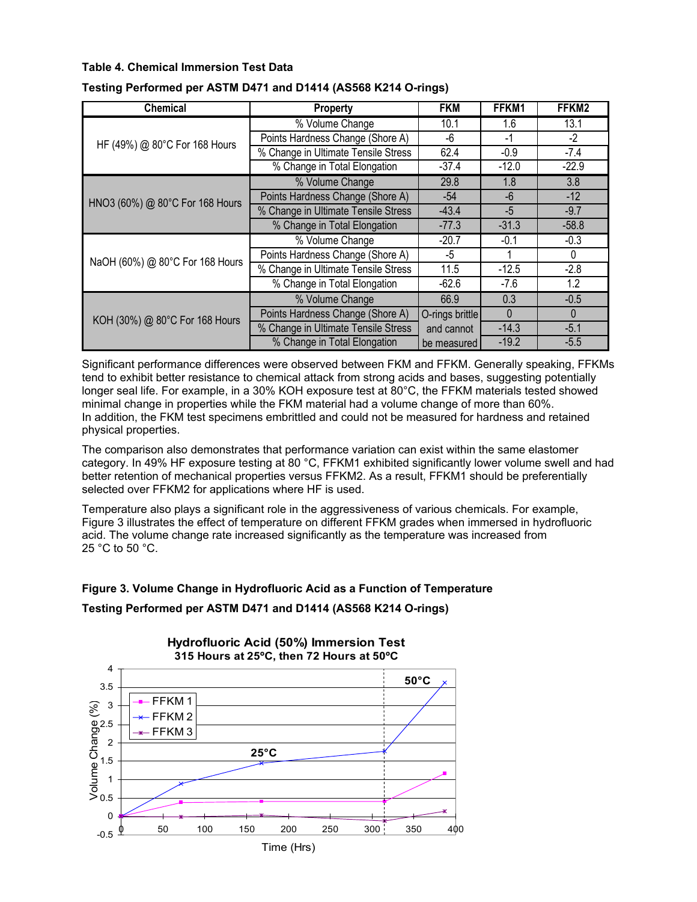**Table 4. Chemical Immersion Test Data**

**Testing Performed per ASTM D471 and D1414 (AS568 K214 O-rings)**

| Chemical | Property | FKM | FFKM1 | FFKM2 |
|---|---|---|---|---|
| HF (49%) @ 80°C For 168 Hours | % Volume Change | 10.1 | 1.6 | 13.1 |
| | Points Hardness Change (Shore A) | -6 | -1 | -2 |
| | % Change in Ultimate Tensile Stress | 62.4 | -0.9 | -7.4 |
| | % Change in Total Elongation | -37.4 | -12.0 | -22.9 |
| HNO3 (60%) @ 80°C For 168 Hours | % Volume Change | 29.8 | 1.8 | 3.8 |
| | Points Hardness Change (Shore A) | -54 | -6 | -12 |
| | % Change in Ultimate Tensile Stress | -43.4 | -5 | -9.7 |
| | % Change in Total Elongation | -77.3 | -31.3 | -58.8 |
| NaOH (60%) @ 80°C For 168 Hours | % Volume Change | -20.7 | -0.1 | -0.3 |
| | Points Hardness Change (Shore A) | -5 | 1 | 0 |
| | % Change in Ultimate Tensile Stress | 11.5 | -12.5 | -2.8 |
| | % Change in Total Elongation | -62.6 | -7.6 | 1.2 |
| KOH (30%) @ 80°C For 168 Hours | % Volume Change | 66.9 | 0.3 | -0.5 |
| | Points Hardness Change (Shore A) | O-rings brittle and cannot be measured | 0 | 0 |
| | % Change in Ultimate Tensile Stress | | -14.3 | -5.1 |
| | % Change in Total Elongation | | -19.2 | -5.5 |

Significant performance differences were observed between FKM and FFKM. Generally speaking, FFKMs tend to exhibit better resistance to chemical attack from strong acids and bases, suggesting potentially longer seal life. For example, in a 30% KOH exposure test at 80°C, the FFKM materials tested showed minimal change in properties while the FKM material had a volume change of more than 60%. In addition, the FKM test specimens embrittled and could not be measured for hardness and retained physical properties.

The comparison also demonstrates that performance variation can exist within the same elastomer category. In 49% HF exposure testing at 80 °C, FFKM1 exhibited significantly lower volume swell and had better retention of mechanical properties versus FFKM2. As a result, FFKM1 should be preferentially selected over FFKM2 for applications where HF is used.

Temperature also plays a significant role in the aggressiveness of various chemicals. For example, Figure 3 illustrates the effect of temperature on different FFKM grades when immersed in hydrofluoric acid. The volume change rate increased significantly as the temperature was increased from 25 °C to 50 °C.

**Figure 3. Volume Change in Hydrofluoric Acid as a Function of Temperature**

**Testing Performed per ASTM D471 and D1414 (AS568 K214 O-rings)**

Hydrofluoric Acid (50%) Immersion Test
315 Hours at 25ºC, then 72 Hours at 50ºC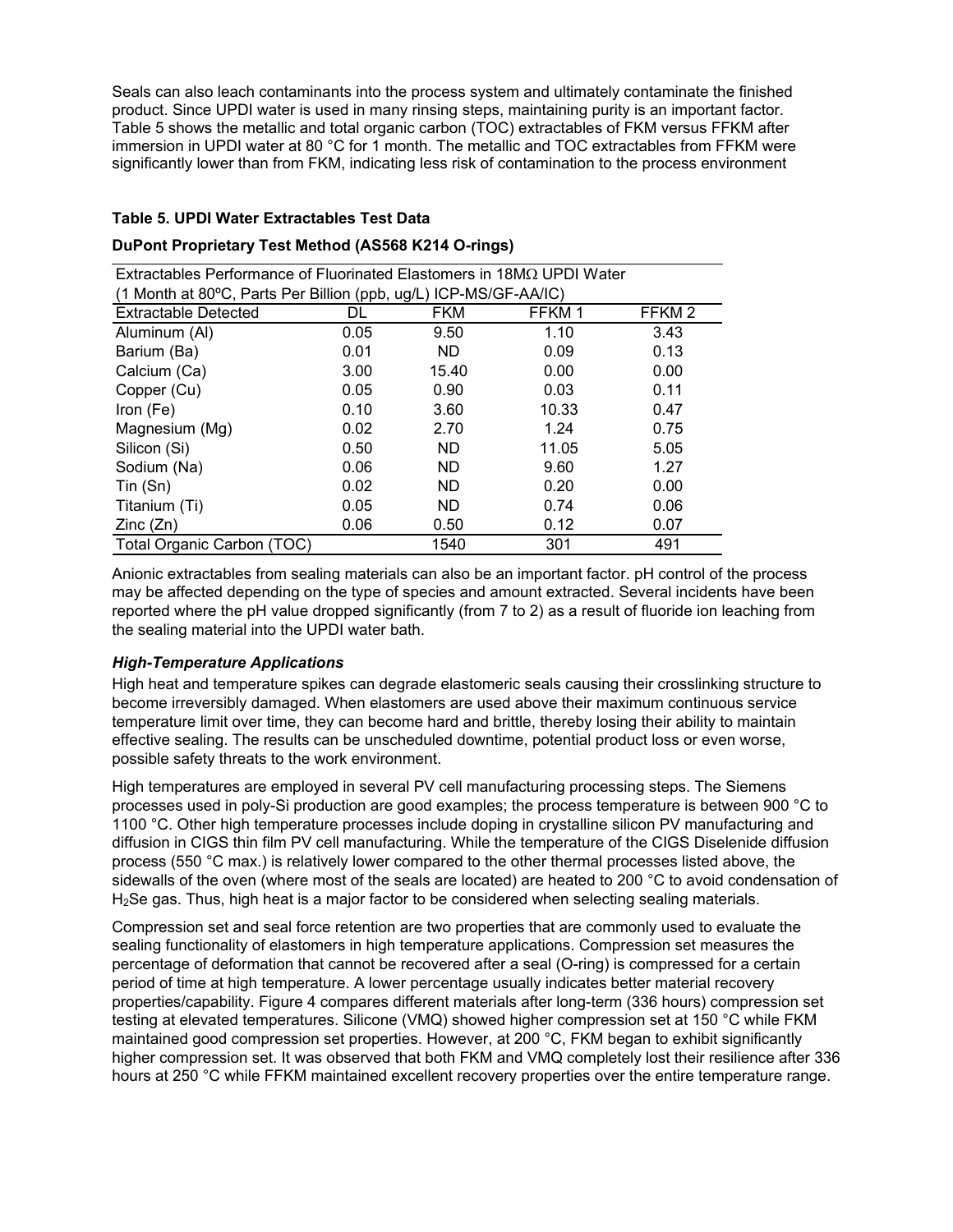Seals can also leach contaminants into the process system and ultimately contaminate the finished product. Since UPDI water is used in many rinsing steps, maintaining purity is an important factor. Table 5 shows the metallic and total organic carbon (TOC) extractables of FKM versus FFKM after immersion in UPDI water at 80 °C for 1 month. The metallic and TOC extractables from FFKM were significantly lower than from FKM, indicating less risk of contamination to the process environment

**Table 5. UPDI Water Extractables Test Data**

**DuPont Proprietary Test Method (AS568 K214 O-rings)**

| Extractables Performance of Fluorinated Elastomers in 18MΩ UPDI Water (1 Month at 80ºC, Parts Per Billion (ppb, ug/L) ICP-MS/GF-AA/IC) | | | | |
|---|---|---|---|---|
| Extractable Detected | DL | FKM | FFKM 1 | FFKM 2 |
| Aluminum (Al) | 0.05 | 9.50 | 1.10 | 3.43 |
| Barium (Ba) | 0.01 | ND | 0.09 | 0.13 |
| Calcium (Ca) | 3.00 | 15.40 | 0.00 | 0.00 |
| Copper (Cu) | 0.05 | 0.90 | 0.03 | 0.11 |
| Iron (Fe) | 0.10 | 3.60 | 10.33 | 0.47 |
| Magnesium (Mg) | 0.02 | 2.70 | 1.24 | 0.75 |
| Silicon (Si) | 0.50 | ND | 11.05 | 5.05 |
| Sodium (Na) | 0.06 | ND | 9.60 | 1.27 |
| Tin (Sn) | 0.02 | ND | 0.20 | 0.00 |
| Titanium (Ti) | 0.05 | ND | 0.74 | 0.06 |
| Zinc (Zn) | 0.06 | 0.50 | 0.12 | 0.07 |
| Total Organic Carbon (TOC) | | 1540 | 301 | 491 |

Anionic extractables from sealing materials can also be an important factor. pH control of the process may be affected depending on the type of species and amount extracted. Several incidents have been reported where the pH value dropped significantly (from 7 to 2) as a result of fluoride ion leaching from the sealing material into the UPDI water bath.

***High-Temperature Applications***

High heat and temperature spikes can degrade elastomeric seals causing their crosslinking structure to become irreversibly damaged. When elastomers are used above their maximum continuous service temperature limit over time, they can become hard and brittle, thereby losing their ability to maintain effective sealing. The results can be unscheduled downtime, potential product loss or even worse, possible safety threats to the work environment.

High temperatures are employed in several PV cell manufacturing processing steps. The Siemens processes used in poly-Si production are good examples; the process temperature is between 900 °C to 1100 °C. Other high temperature processes include doping in crystalline silicon PV manufacturing and diffusion in CIGS thin film PV cell manufacturing. While the temperature of the CIGS Diselenide diffusion process (550 °C max.) is relatively lower compared to the other thermal processes listed above, the sidewalls of the oven (where most of the seals are located) are heated to 200 °C to avoid condensation of $H_2Se$ gas. Thus, high heat is a major factor to be considered when selecting sealing materials.

Compression set and seal force retention are two properties that are commonly used to evaluate the sealing functionality of elastomers in high temperature applications. Compression set measures the percentage of deformation that cannot be recovered after a seal (O-ring) is compressed for a certain period of time at high temperature. A lower percentage usually indicates better material recovery properties/capability. Figure 4 compares different materials after long-term (336 hours) compression set testing at elevated temperatures. Silicone (VMQ) showed higher compression set at 150 °C while FKM maintained good compression set properties. However, at 200 °C, FKM began to exhibit significantly higher compression set. It was observed that both FKM and VMQ completely lost their resilience after 336 hours at 250 °C while FFKM maintained excellent recovery properties over the entire temperature range.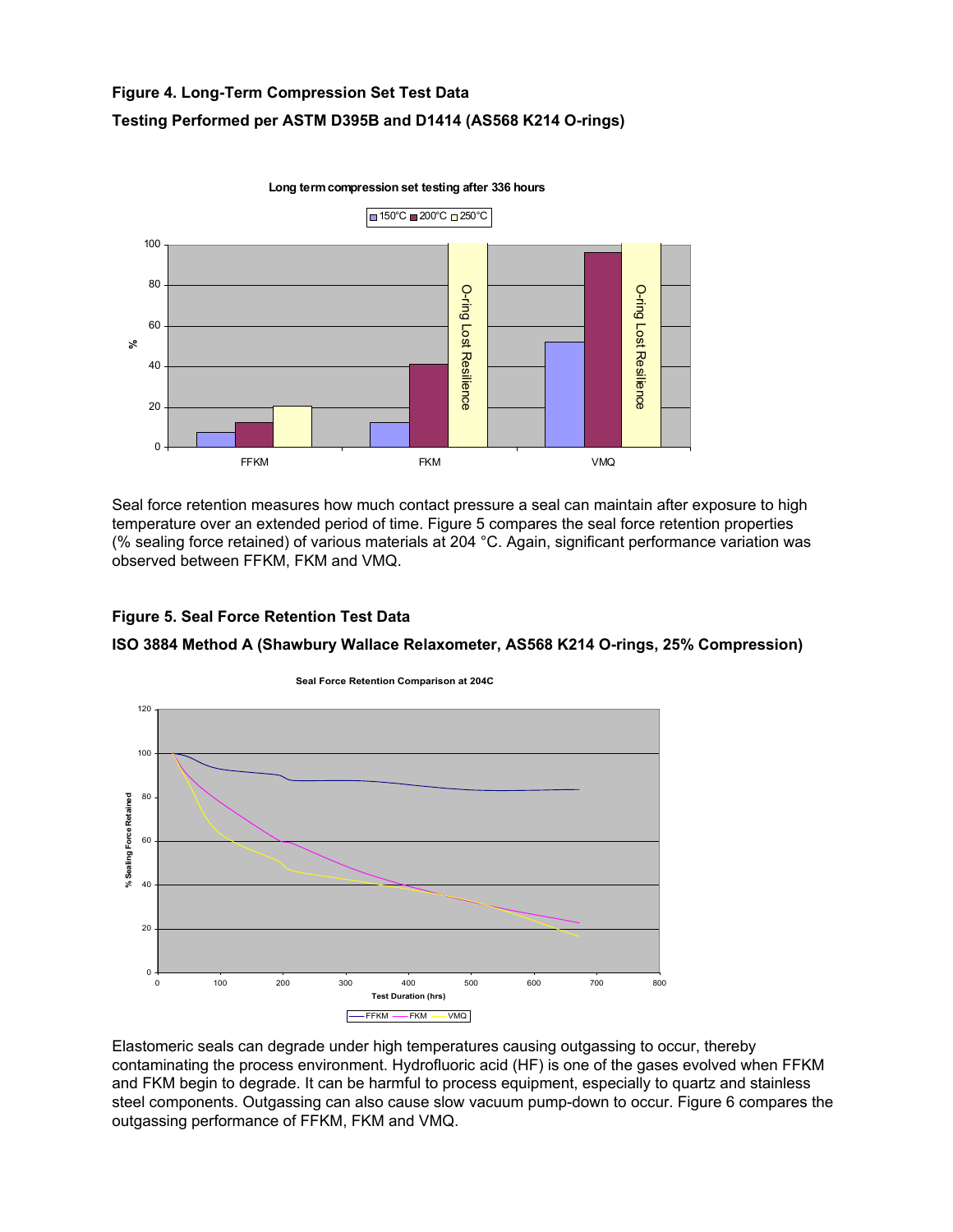**Figure 4. Long-Term Compression Set Test Data**

**Testing Performed per ASTM D395B and D1414 (AS568 K214 O-rings)**

Seal force retention measures how much contact pressure a seal can maintain after exposure to high temperature over an extended period of time. Figure 5 compares the seal force retention properties (% sealing force retained) of various materials at 204 °C. Again, significant performance variation was observed between FFKM, FKM and VMQ.

**Figure 5. Seal Force Retention Test Data**

**ISO 3884 Method A (Shawbury Wallace Relaxometer, AS568 K214 O-rings, 25% Compression)**

Elastomeric seals can degrade under high temperatures causing outgassing to occur, thereby contaminating the process environment. Hydrofluoric acid (HF) is one of the gases evolved when FFKM and FKM begin to degrade. It can be harmful to process equipment, especially to quartz and stainless steel components. Outgassing can also cause slow vacuum pump-down to occur. Figure 6 compares the outgassing performance of FFKM, FKM and VMQ.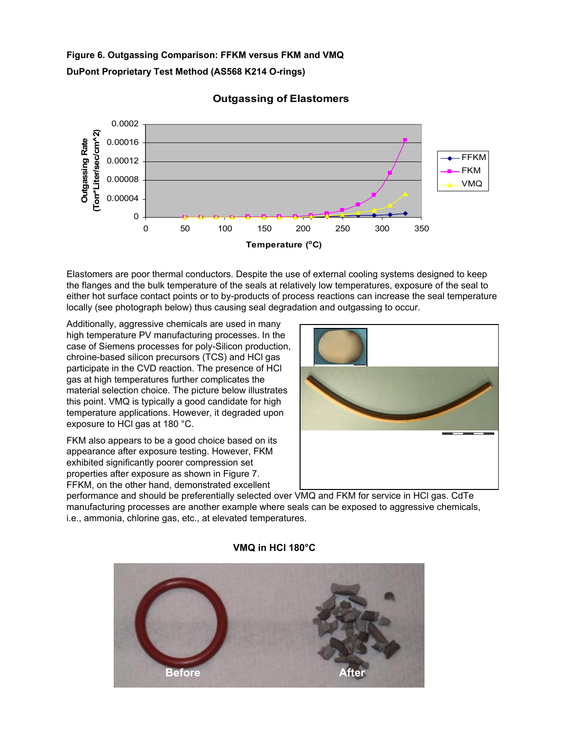**Figure 6. Outgassing Comparison: FFKM versus FKM and VMQ**

**DuPont Proprietary Test Method (AS568 K214 O-rings)**

Elastomers are poor thermal conductors. Despite the use of external cooling systems designed to keep the flanges and the bulk temperature of the seals at relatively low temperatures, exposure of the seal to either hot surface contact points or to by-products of process reactions can increase the seal temperature locally (see photograph below) thus causing seal degradation and outgassing to occur.

Additionally, aggressive chemicals are used in many high temperature PV manufacturing processes. In the case of Siemens processes for poly-Silicon production, chroine-based silicon precursors (TCS) and HCl gas participate in the CVD reaction. The presence of HCl gas at high temperatures further complicates the material selection choice. The picture below illustrates this point. VMQ is typically a good candidate for high temperature applications. However, it degraded upon exposure to HCl gas at 180 °C.

FKM also appears to be a good choice based on its appearance after exposure testing. However, FKM exhibited significantly poorer compression set properties after exposure as shown in Figure 7. FFKM, on the other hand, demonstrated excellent performance and should be preferentially selected over VMQ and FKM for service in HCl gas. CdTe manufacturing processes are another example where seals can be exposed to aggressive chemicals, i.e., ammonia, chlorine gas, etc., at elevated temperatures.

**VMQ in HCl 180°C**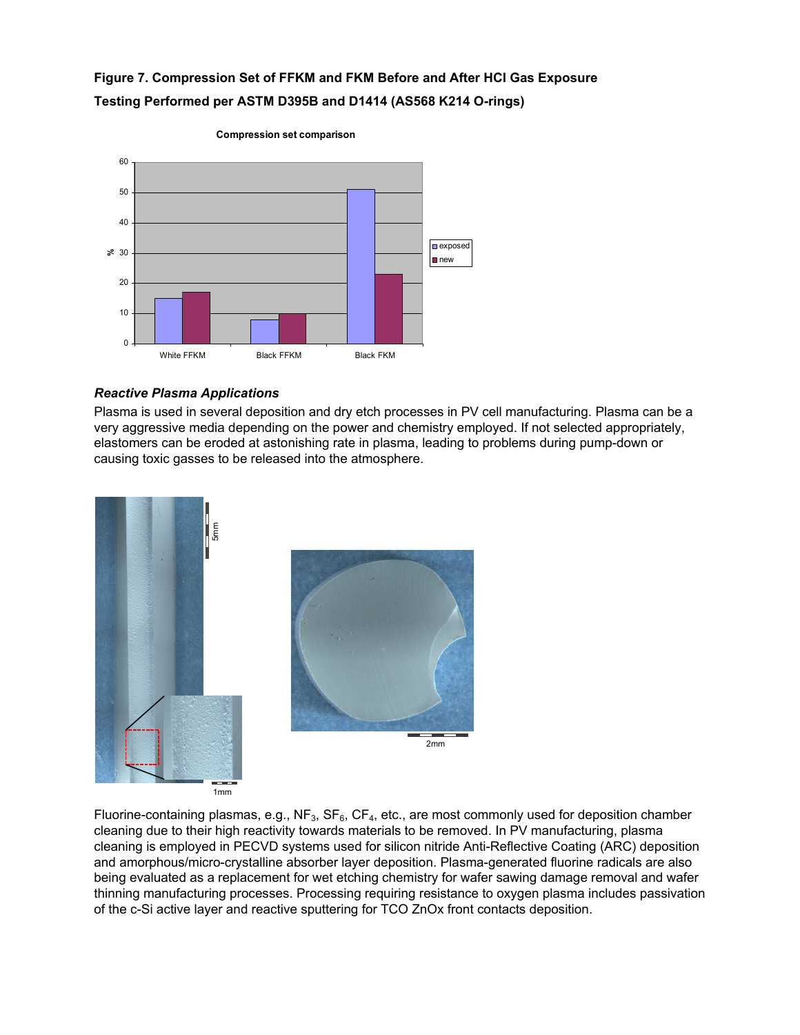**Figure 7. Compression Set of FFKM and FKM Before and After HCl Gas Exposure**

**Testing Performed per ASTM D395B and D1414 (AS568 K214 O-rings)**

### *Reactive Plasma Applications*

Plasma is used in several deposition and dry etch processes in PV cell manufacturing. Plasma can be a very aggressive media depending on the power and chemistry employed. If not selected appropriately, elastomers can be eroded at astonishing rate in plasma, leading to problems during pump-down or causing toxic gasses to be released into the atmosphere.

Fluorine-containing plasmas, e.g., $NF_3$, $SF_6$, $CF_4$, etc., are most commonly used for deposition chamber cleaning due to their high reactivity towards materials to be removed. In PV manufacturing, plasma cleaning is employed in PECVD systems used for silicon nitride Anti-Reflective Coating (ARC) deposition and amorphous/micro-crystalline absorber layer deposition. Plasma-generated fluorine radicals are also being evaluated as a replacement for wet etching chemistry for wafer sawing damage removal and wafer thinning manufacturing processes. Processing requiring resistance to oxygen plasma includes passivation of the c-Si active layer and reactive sputtering for TCO ZnOx front contacts deposition.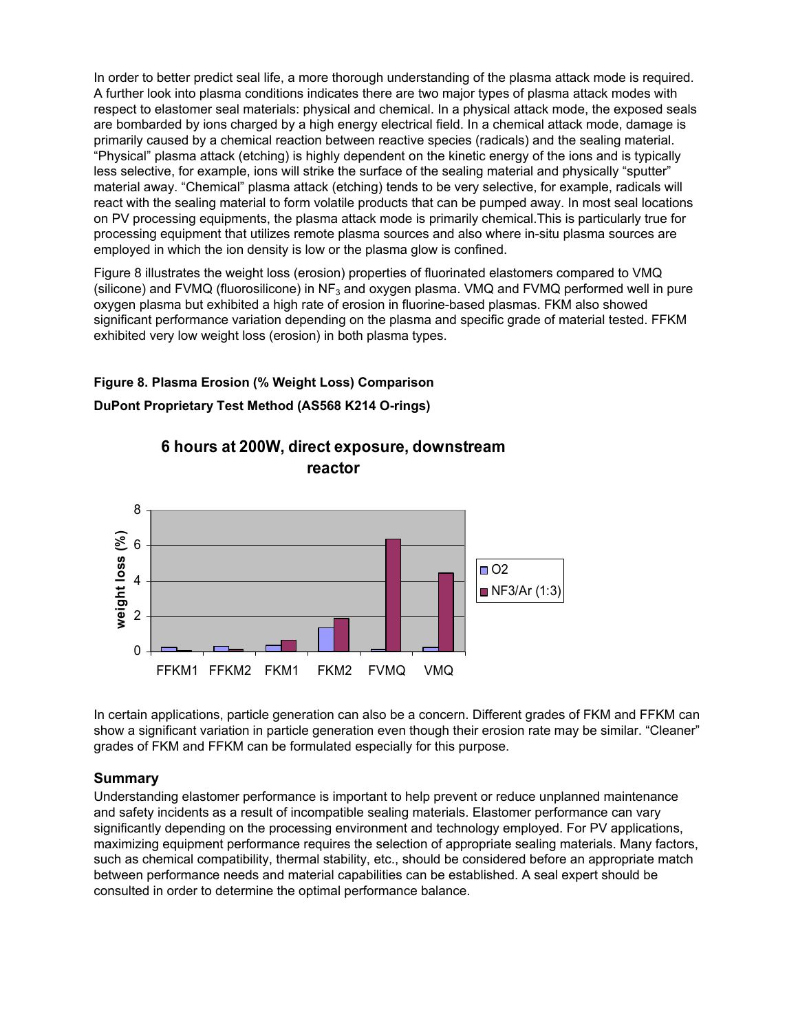In order to better predict seal life, a more thorough understanding of the plasma attack mode is required. A further look into plasma conditions indicates there are two major types of plasma attack modes with respect to elastomer seal materials: physical and chemical. In a physical attack mode, the exposed seals are bombarded by ions charged by a high energy electrical field. In a chemical attack mode, damage is primarily caused by a chemical reaction between reactive species (radicals) and the sealing material. "Physical" plasma attack (etching) is highly dependent on the kinetic energy of the ions and is typically less selective, for example, ions will strike the surface of the sealing material and physically "sputter" material away. "Chemical" plasma attack (etching) tends to be very selective, for example, radicals will react with the sealing material to form volatile products that can be pumped away. In most seal locations on PV processing equipments, the plasma attack mode is primarily chemical.This is particularly true for processing equipment that utilizes remote plasma sources and also where in-situ plasma sources are employed in which the ion density is low or the plasma glow is confined.

Figure 8 illustrates the weight loss (erosion) properties of fluorinated elastomers compared to VMQ (silicone) and FVMQ (fluorosilicone) in $NF_3$ and oxygen plasma. VMQ and FVMQ performed well in pure oxygen plasma but exhibited a high rate of erosion in fluorine-based plasmas. FKM also showed significant performance variation depending on the plasma and specific grade of material tested. FFKM exhibited very low weight loss (erosion) in both plasma types.

**Figure 8. Plasma Erosion (% Weight Loss) Comparison**

**DuPont Proprietary Test Method (AS568 K214 O-rings)**

**6 hours at 200W, direct exposure, downstream reactor**

In certain applications, particle generation can also be a concern. Different grades of FKM and FFKM can show a significant variation in particle generation even though their erosion rate may be similar. "Cleaner" grades of FKM and FFKM can be formulated especially for this purpose.

## Summary

Understanding elastomer performance is important to help prevent or reduce unplanned maintenance and safety incidents as a result of incompatible sealing materials. Elastomer performance can vary significantly depending on the processing environment and technology employed. For PV applications, maximizing equipment performance requires the selection of appropriate sealing materials. Many factors, such as chemical compatibility, thermal stability, etc., should be considered before an appropriate match between performance needs and material capabilities can be established. A seal expert should be consulted in order to determine the optimal performance balance.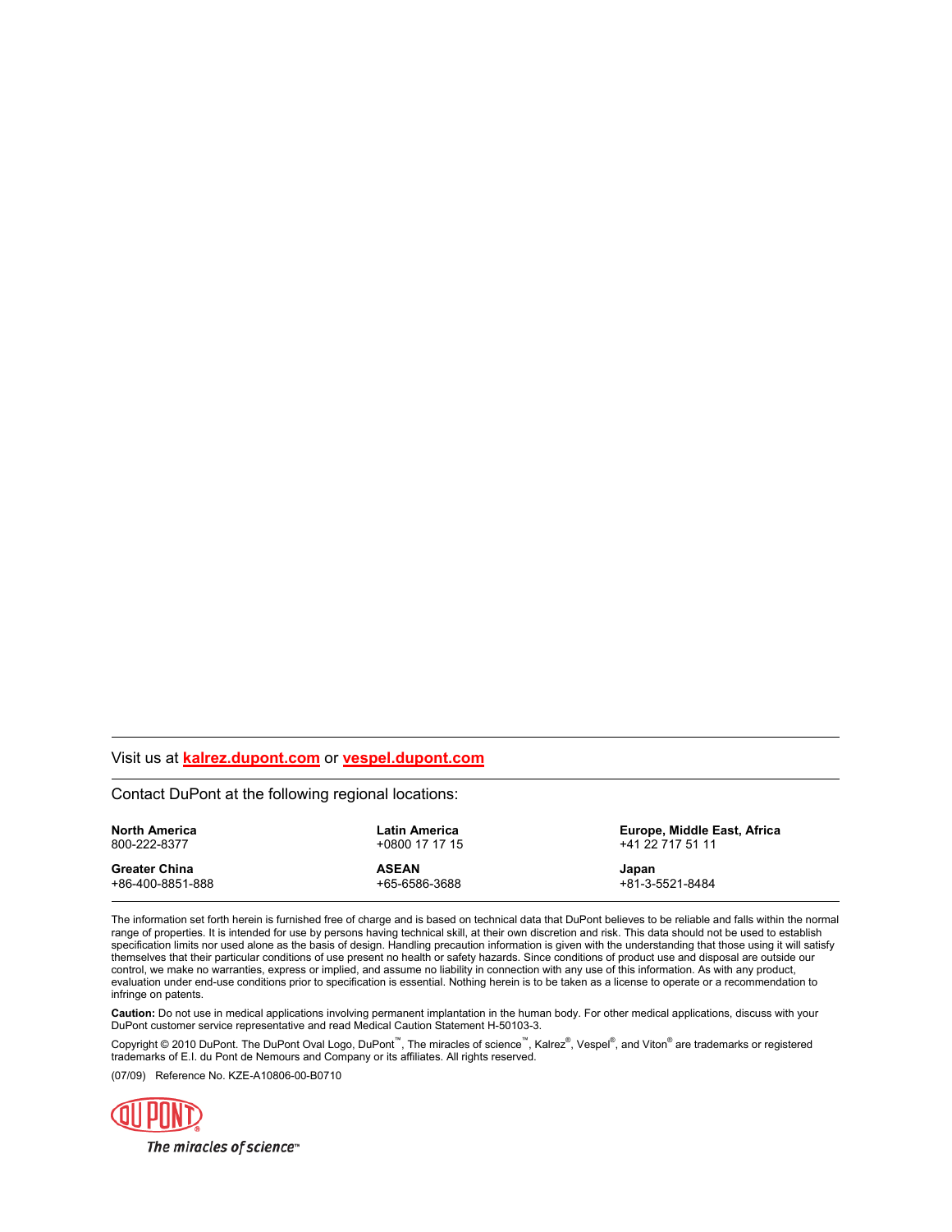Visit us at **kalrez.dupont.com** or **vespel.dupont.com**

Contact DuPont at the following regional locations:

| | | |
|---|---|---|
| **North America**<br>800-222-8377 | **Latin America**<br>+0800 17 17 15 | **Europe, Middle East, Africa**<br>+41 22 717 51 11 |
| **Greater China**<br>+86-400-8851-888 | **ASEAN**<br>+65-6586-3688 | **Japan**<br>+81-3-5521-8484 |

The information set forth herein is furnished free of charge and is based on technical data that DuPont believes to be reliable and falls within the normal range of properties. It is intended for use by persons having technical skill, at their own discretion and risk. This data should not be used to establish specification limits nor used alone as the basis of design. Handling precaution information is given with the understanding that those using it will satisfy themselves that their particular conditions of use present no health or safety hazards. Since conditions of product use and disposal are outside our control, we make no warranties, express or implied, and assume no liability in connection with any use of this information. As with any product, evaluation under end-use conditions prior to specification is essential. Nothing herein is to be taken as a license to operate or a recommendation to infringe on patents.

**Caution:** Do not use in medical applications involving permanent implantation in the human body. For other medical applications, discuss with your DuPont customer service representative and read Medical Caution Statement H-50103-3.

Copyright © 2010 DuPont. The DuPont Oval Logo, DuPont™, The miracles of science™, Kalrez®, Vespel®, and Viton® are trademarks or registered trademarks of E.I. du Pont de Nemours and Company or its affiliates. All rights reserved.

(07/09) Reference No. KZE-A10806-00-B0710

DuPont®

*The miracles of science™*